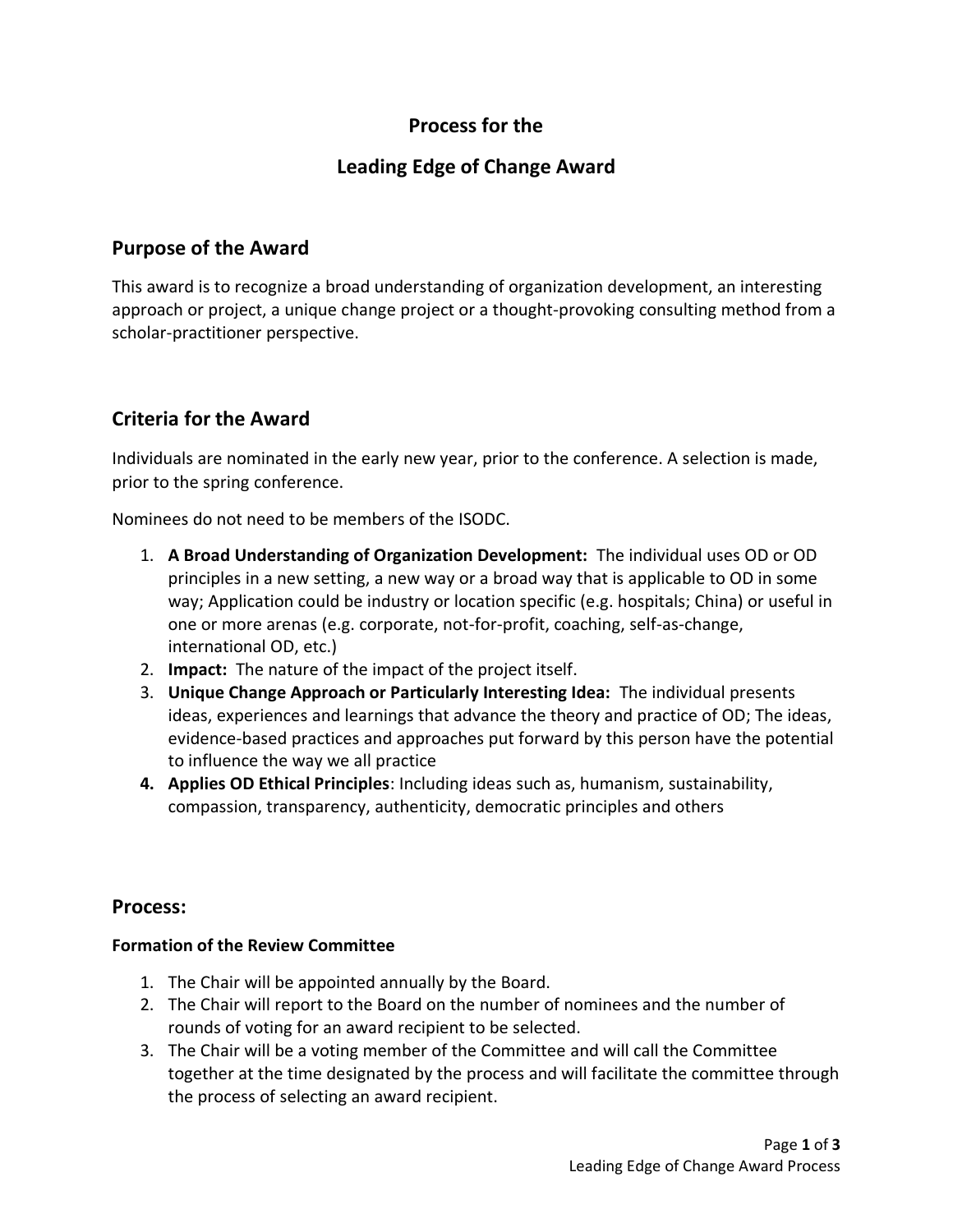# Process for the

# Leading Edge of Change Award

## Purpose of the Award

This award is to recognize a broad understanding of organization development, an interesting approach or project, a unique change project or a thought-provoking consulting method from a scholar-practitioner perspective.

## Criteria for the Award

Individuals are nominated in the early new year, prior to the conference. A selection is made, prior to the spring conference.

Nominees do not need to be members of the ISODC.

1. **A Broad Understanding of Organization Development:** The individual uses OD or OD principles in a new setting, a new way or a broad way that is applicable to OD in some way; Application could be industry or location specific (e.g. hospitals; China) or useful in one or more arenas (e.g. corporate, not-for-profit, coaching, self-as-change, international OD, etc.)
2. **Impact:** The nature of the impact of the project itself.
3. **Unique Change Approach or Particularly Interesting Idea:** The individual presents ideas, experiences and learnings that advance the theory and practice of OD; The ideas, evidence-based practices and approaches put forward by this person have the potential to influence the way we all practice
4. **Applies OD Ethical Principles**: Including ideas such as, humanism, sustainability, compassion, transparency, authenticity, democratic principles and others

## Process:

### Formation of the Review Committee

1. The Chair will be appointed annually by the Board.
2. The Chair will report to the Board on the number of nominees and the number of rounds of voting for an award recipient to be selected.
3. The Chair will be a voting member of the Committee and will call the Committee together at the time designated by the process and will facilitate the committee through the process of selecting an award recipient.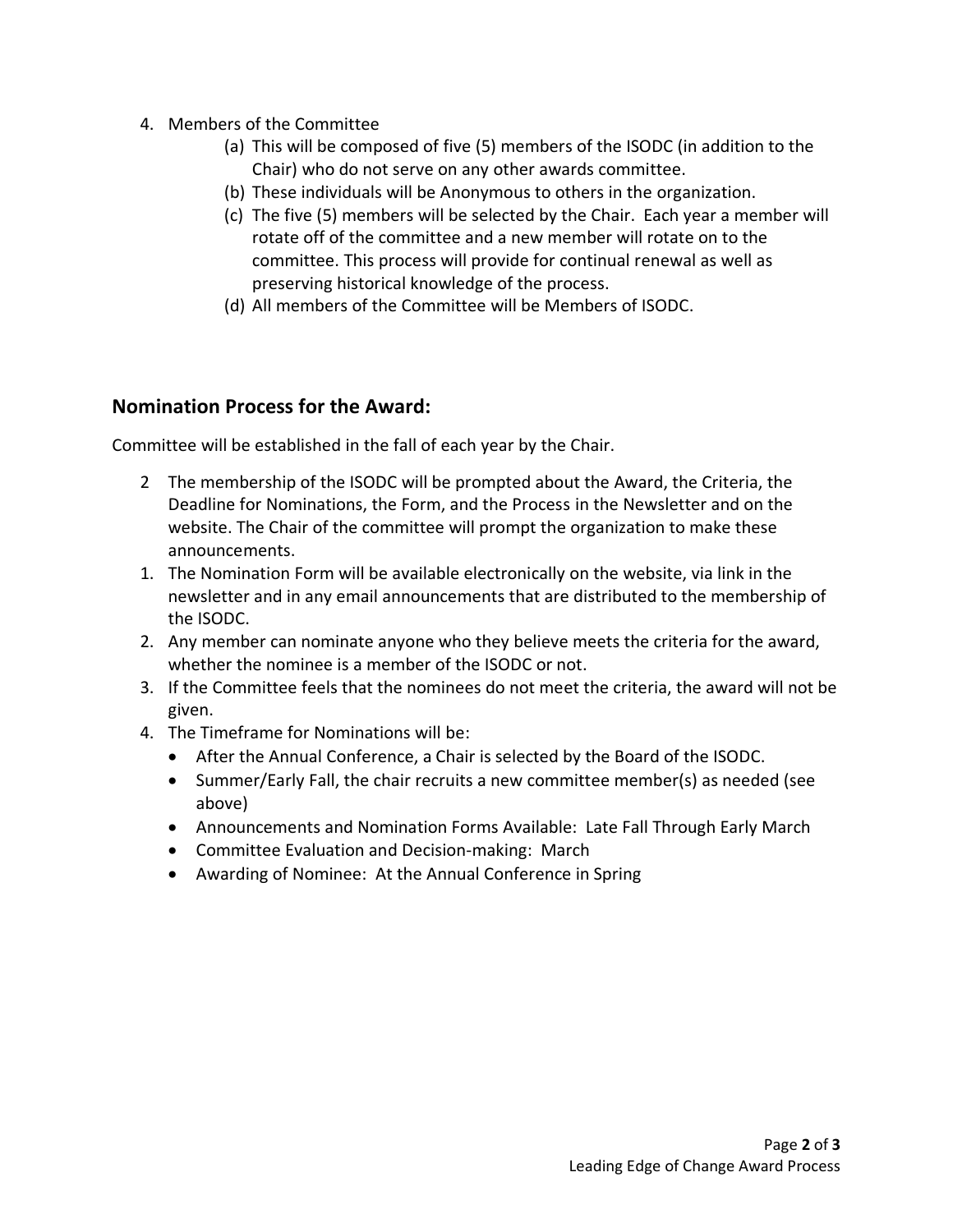4. Members of the Committee
    - (a) This will be composed of five (5) members of the ISODC (in addition to the Chair) who do not serve on any other awards committee.
    - (b) These individuals will be Anonymous to others in the organization.
    - (c) The five (5) members will be selected by the Chair. Each year a member will rotate off of the committee and a new member will rotate on to the committee. This process will provide for continual renewal as well as preserving historical knowledge of the process.
    - (d) All members of the Committee will be Members of ISODC.

## Nomination Process for the Award:

Committee will be established in the fall of each year by the Chair.

2 The membership of the ISODC will be prompted about the Award, the Criteria, the Deadline for Nominations, the Form, and the Process in the Newsletter and on the website. The Chair of the committee will prompt the organization to make these announcements.

1. The Nomination Form will be available electronically on the website, via link in the newsletter and in any email announcements that are distributed to the membership of the ISODC.
2. Any member can nominate anyone who they believe meets the criteria for the award, whether the nominee is a member of the ISODC or not.
3. If the Committee feels that the nominees do not meet the criteria, the award will not be given.
4. The Timeframe for Nominations will be:
    - After the Annual Conference, a Chair is selected by the Board of the ISODC.
    - Summer/Early Fall, the chair recruits a new committee member(s) as needed (see above)
    - Announcements and Nomination Forms Available: Late Fall Through Early March
    - Committee Evaluation and Decision-making: March
    - Awarding of Nominee: At the Annual Conference in Spring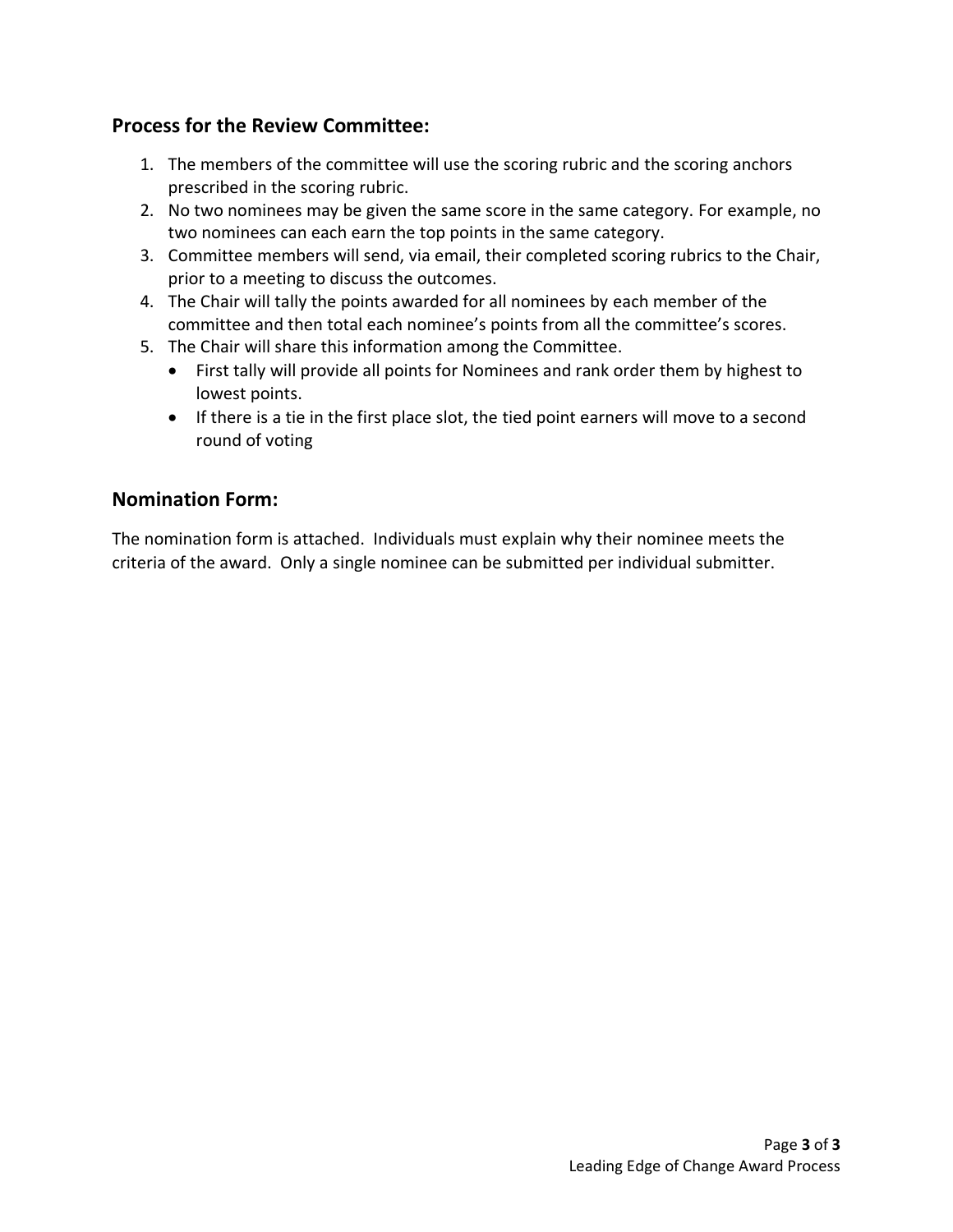## Process for the Review Committee:

1. The members of the committee will use the scoring rubric and the scoring anchors prescribed in the scoring rubric.
2. No two nominees may be given the same score in the same category. For example, no two nominees can each earn the top points in the same category.
3. Committee members will send, via email, their completed scoring rubrics to the Chair, prior to a meeting to discuss the outcomes.
4. The Chair will tally the points awarded for all nominees by each member of the committee and then total each nominee's points from all the committee's scores.
5. The Chair will share this information among the Committee.
   - First tally will provide all points for Nominees and rank order them by highest to lowest points.
   - If there is a tie in the first place slot, the tied point earners will move to a second round of voting

## Nomination Form:

The nomination form is attached. Individuals must explain why their nominee meets the criteria of the award. Only a single nominee can be submitted per individual submitter.